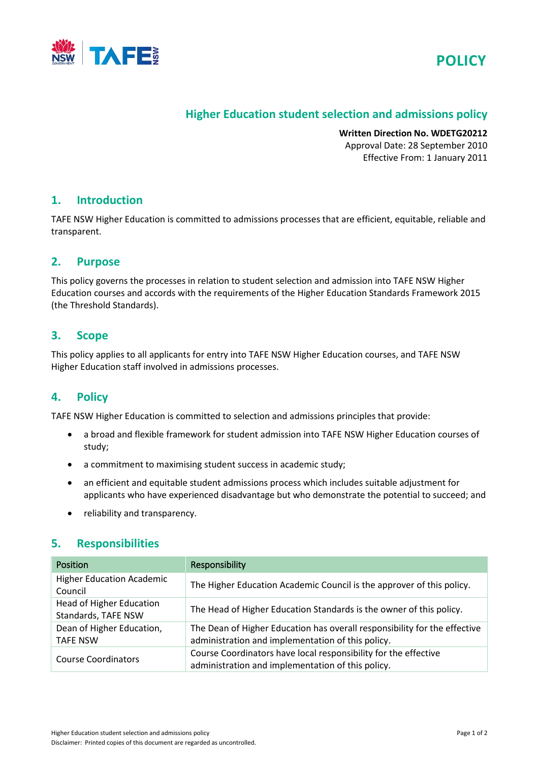POLICY

# Higher Education student selection and admissions policy

**Written Direction No. WDETG20212**
Approval Date: 28 September 2010
Effective From: 1 January 2011

## 1. Introduction

TAFE NSW Higher Education is committed to admissions processes that are efficient, equitable, reliable and transparent.

## 2. Purpose

This policy governs the processes in relation to student selection and admission into TAFE NSW Higher Education courses and accords with the requirements of the Higher Education Standards Framework 2015 (the Threshold Standards).

## 3. Scope

This policy applies to all applicants for entry into TAFE NSW Higher Education courses, and TAFE NSW Higher Education staff involved in admissions processes.

## 4. Policy

TAFE NSW Higher Education is committed to selection and admissions principles that provide:

- a broad and flexible framework for student admission into TAFE NSW Higher Education courses of study;
- a commitment to maximising student success in academic study;
- an efficient and equitable student admissions process which includes suitable adjustment for applicants who have experienced disadvantage but who demonstrate the potential to succeed; and
- reliability and transparency.

## 5. Responsibilities

| Position | Responsibility |
|---|---|
| Higher Education Academic Council | The Higher Education Academic Council is the approver of this policy. |
| Head of Higher Education Standards, TAFE NSW | The Head of Higher Education Standards is the owner of this policy. |
| Dean of Higher Education, TAFE NSW | The Dean of Higher Education has overall responsibility for the effective administration and implementation of this policy. |
| Course Coordinators | Course Coordinators have local responsibility for the effective administration and implementation of this policy. |

Disclaimer: Printed copies of this document are regarded as uncontrolled.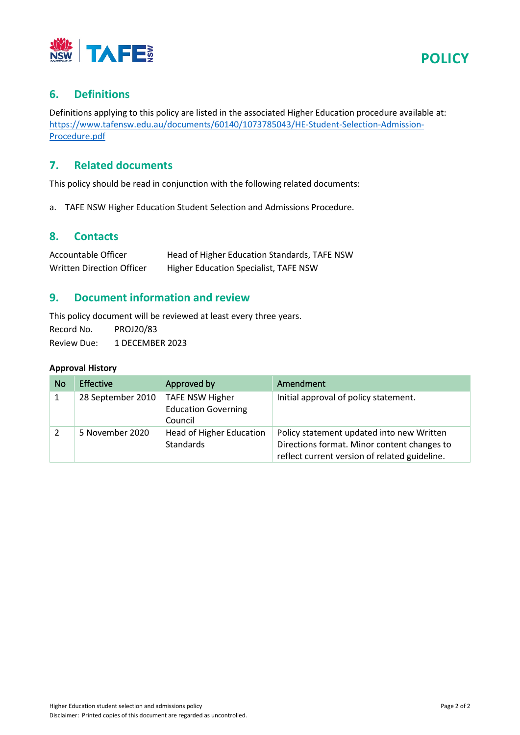## 6. Definitions

Definitions applying to this policy are listed in the associated Higher Education procedure available at: https://www.tafensw.edu.au/documents/60140/1073785043/HE-Student-Selection-Admission-Procedure.pdf

## 7. Related documents

This policy should be read in conjunction with the following related documents:

a. TAFE NSW Higher Education Student Selection and Admissions Procedure.

## 8. Contacts

| | |
|---|---|
| Accountable Officer | Head of Higher Education Standards, TAFE NSW |
| Written Direction Officer | Higher Education Specialist, TAFE NSW |

## 9. Document information and review

This policy document will be reviewed at least every three years.

Record No. PROJ20/83

Review Due: 1 DECEMBER 2023

**Approval History**

| No | Effective | Approved by | Amendment |
|---|---|---|---|
| 1 | 28 September 2010 | TAFE NSW Higher Education Governing Council | Initial approval of policy statement. |
| 2 | 5 November 2020 | Head of Higher Education Standards | Policy statement updated into new Written Directions format. Minor content changes to reflect current version of related guideline. |